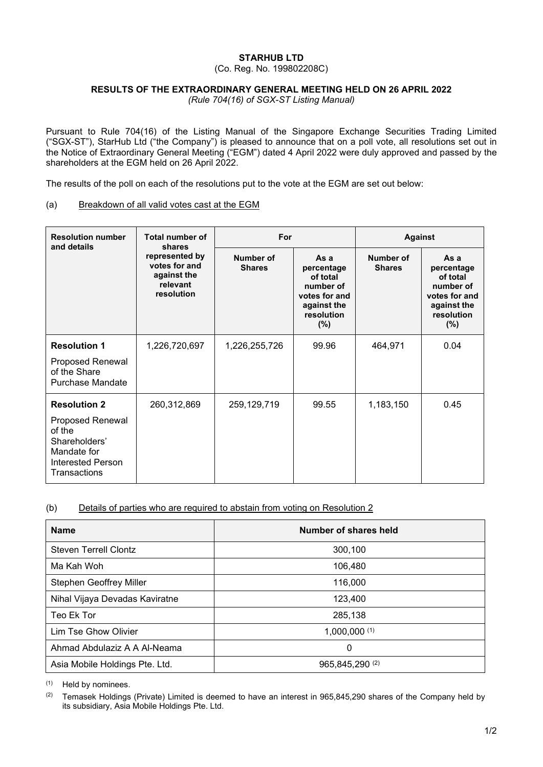**STARHUB LTD**

(Co. Reg. No. 199802208C)

**RESULTS OF THE EXTRAORDINARY GENERAL MEETING HELD ON 26 APRIL 2022**

*(Rule 704(16) of SGX-ST Listing Manual)*

Pursuant to Rule 704(16) of the Listing Manual of the Singapore Exchange Securities Trading Limited ("SGX-ST"), StarHub Ltd ("the Company") is pleased to announce that on a poll vote, all resolutions set out in the Notice of Extraordinary General Meeting ("EGM") dated 4 April 2022 were duly approved and passed by the shareholders at the EGM held on 26 April 2022.

The results of the poll on each of the resolutions put to the vote at the EGM are set out below:

(a) Breakdown of all valid votes cast at the EGM

| Resolution number and details | Total number of shares represented by votes for and against the relevant resolution | For | | Against | |
|---|---|---|---|---|---|
| | | Number of Shares | As a percentage of total number of votes for and against the resolution (%) | Number of Shares | As a percentage of total number of votes for and against the resolution (%) |
| **Resolution 1**<br>Proposed Renewal of the Share Purchase Mandate | 1,226,720,697 | 1,226,255,726 | 99.96 | 464,971 | 0.04 |
| **Resolution 2**<br>Proposed Renewal of the Shareholders' Mandate for Interested Person Transactions | 260,312,869 | 259,129,719 | 99.55 | 1,183,150 | 0.45 |

(b) Details of parties who are required to abstain from voting on Resolution 2

| Name | Number of shares held |
|---|---|
| Steven Terrell Clontz | 300,100 |
| Ma Kah Woh | 106,480 |
| Stephen Geoffrey Miller | 116,000 |
| Nihal Vijaya Devadas Kaviratne | 123,400 |
| Teo Ek Tor | 285,138 |
| Lim Tse Ghow Olivier | 1,000,000 [1] |
| Ahmad Abdulaziz A A Al-Neama | 0 |
| Asia Mobile Holdings Pte. Ltd. | 965,845,290 [2] |

[1] Held by nominees.

[2] Temasek Holdings (Private) Limited is deemed to have an interest in 965,845,290 shares of the Company held by its subsidiary, Asia Mobile Holdings Pte. Ltd.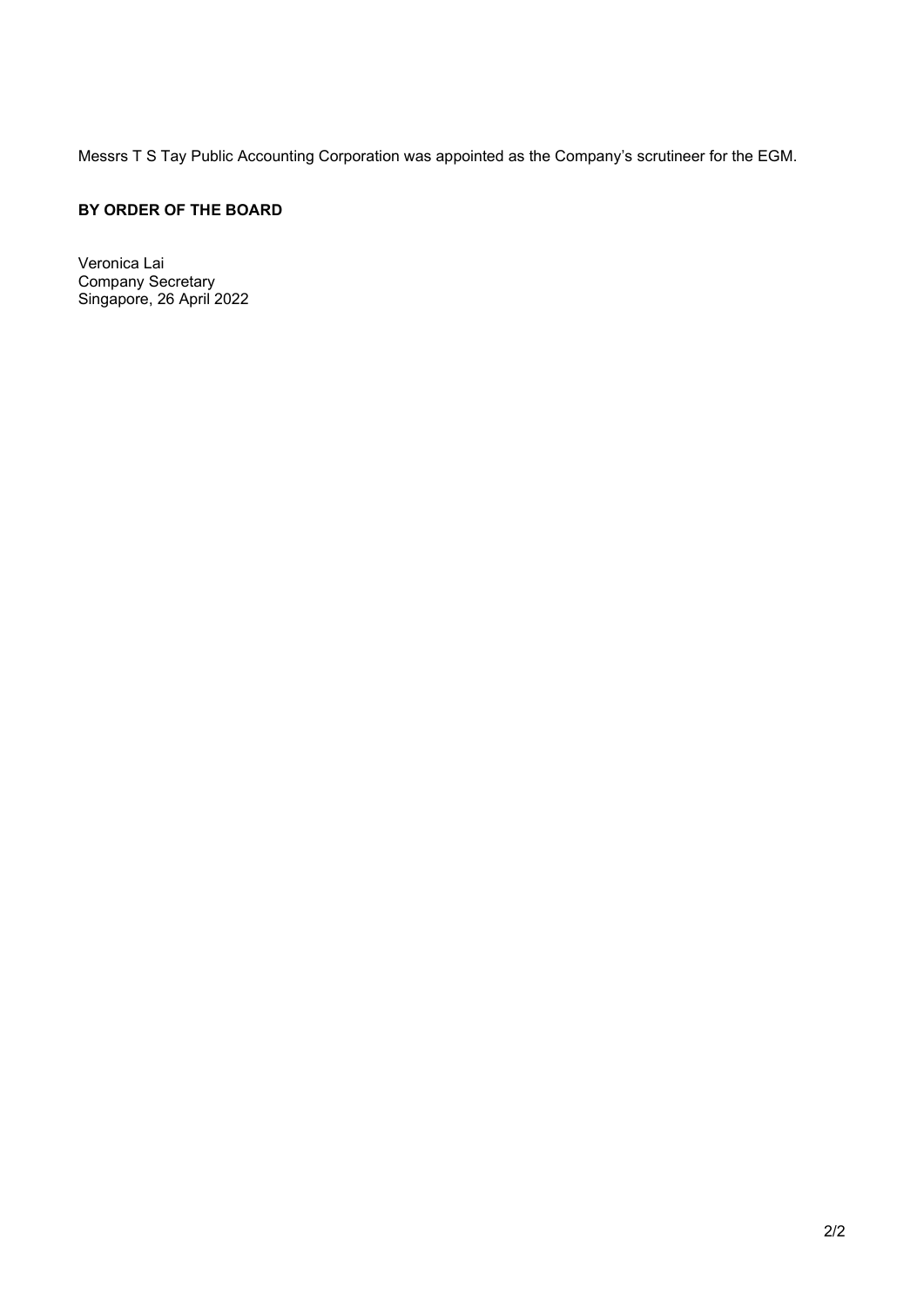Messrs T S Tay Public Accounting Corporation was appointed as the Company's scrutineer for the EGM.

**BY ORDER OF THE BOARD**

Veronica Lai
Company Secretary
Singapore, 26 April 2022